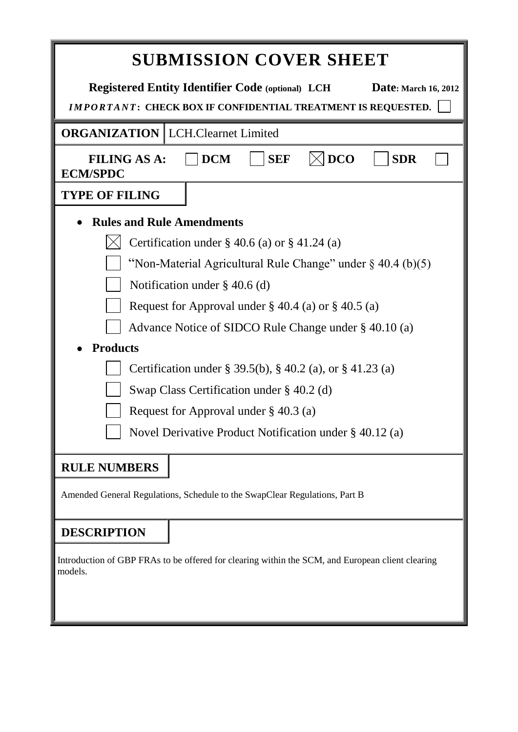# SUBMISSION COVER SHEET

**Registered Entity Identifier Code (optional) LCH** **Date: March 16, 2012**

***IMPORTANT*: CHECK BOX IF CONFIDENTIAL TREATMENT IS REQUESTED.** ☐

| **ORGANIZATION** | LCH.Clearnet Limited |
|---|---|

**FILING AS A:** ☐ **DCM** ☐ **SEF** ☒ **DCO** ☐ **SDR** ☐ **ECM/SPDC**

## TYPE OF FILING

- **Rules and Rule Amendments**
  - ☒ Certification under § 40.6 (a) or § 41.24 (a)
  - ☐ "Non-Material Agricultural Rule Change" under § 40.4 (b)(5)
  - ☐ Notification under § 40.6 (d)
  - ☐ Request for Approval under § 40.4 (a) or § 40.5 (a)
  - ☐ Advance Notice of SIDCO Rule Change under § 40.10 (a)
- **Products**
  - ☐ Certification under § 39.5(b), § 40.2 (a), or § 41.23 (a)
  - ☐ Swap Class Certification under § 40.2 (d)
  - ☐ Request for Approval under § 40.3 (a)
  - ☐ Novel Derivative Product Notification under § 40.12 (a)

## RULE NUMBERS

Amended General Regulations, Schedule to the SwapClear Regulations, Part B

## DESCRIPTION

Introduction of GBP FRAs to be offered for clearing within the SCM, and European client clearing models.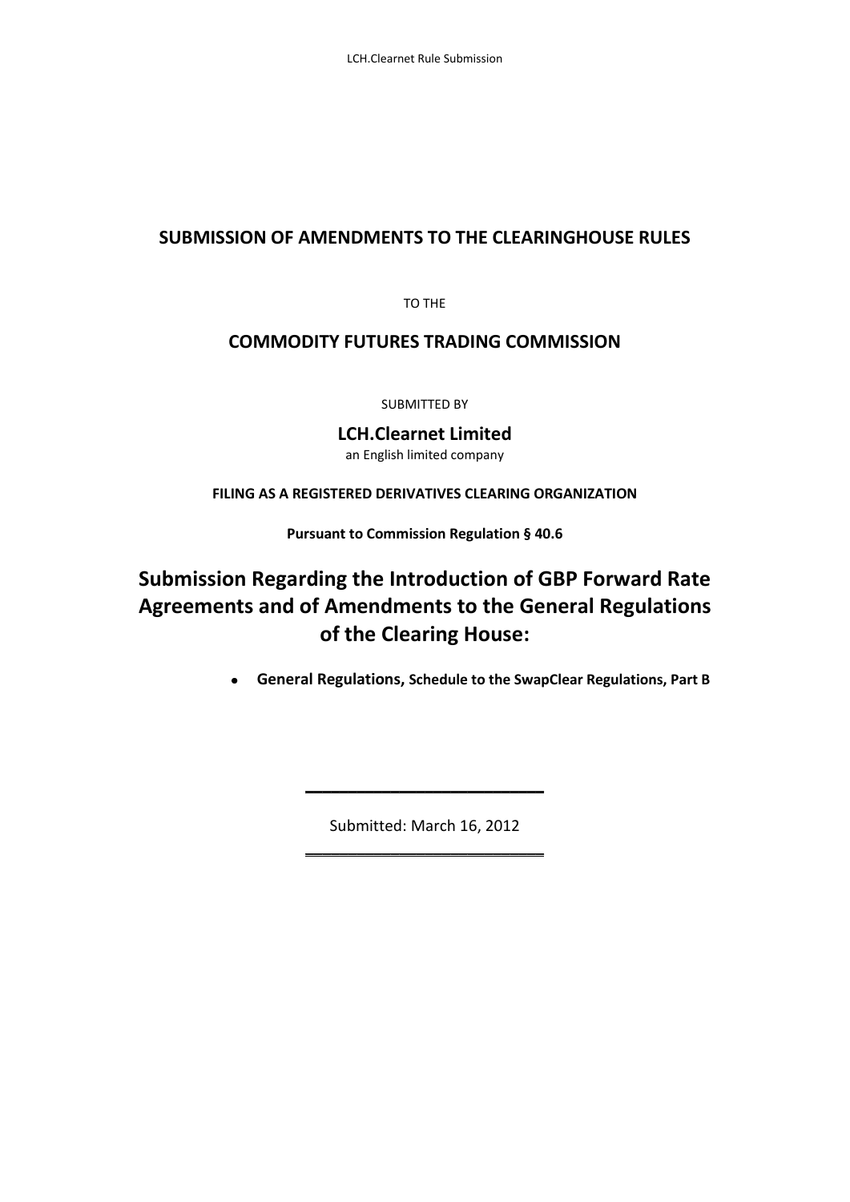## SUBMISSION OF AMENDMENTS TO THE CLEARINGHOUSE RULES

TO THE

## COMMODITY FUTURES TRADING COMMISSION

SUBMITTED BY

**LCH.Clearnet Limited**

an English limited company

**FILING AS A REGISTERED DERIVATIVES CLEARING ORGANIZATION**

**Pursuant to Commission Regulation § 40.6**

# Submission Regarding the Introduction of GBP Forward Rate Agreements and of Amendments to the General Regulations of the Clearing House:

- **General Regulations, Schedule to the SwapClear Regulations, Part B**

---

Submitted: March 16, 2012

---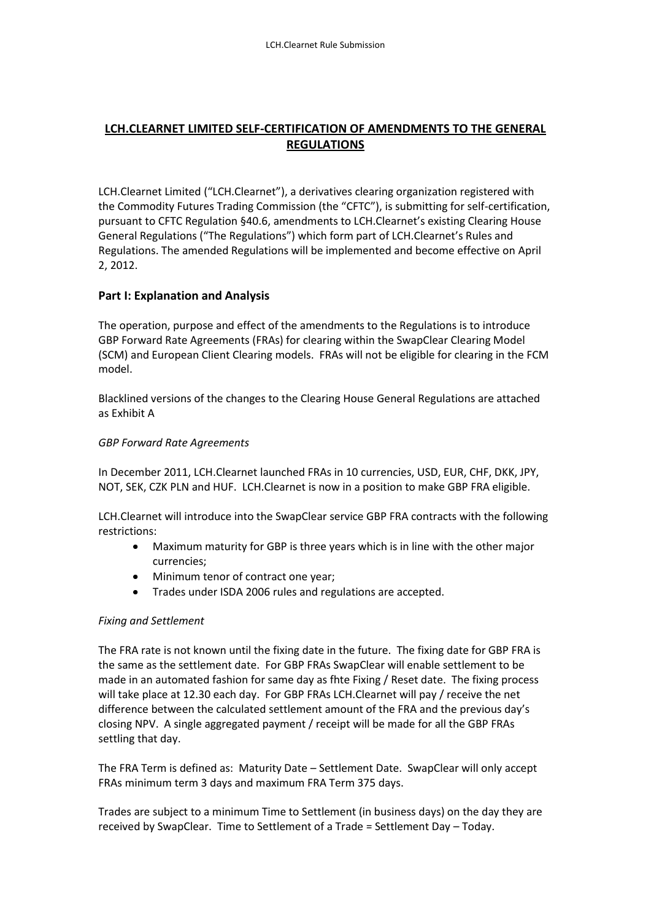## LCH.CLEARNET LIMITED SELF-CERTIFICATION OF AMENDMENTS TO THE GENERAL REGULATIONS

LCH.Clearnet Limited ("LCH.Clearnet"), a derivatives clearing organization registered with the Commodity Futures Trading Commission (the "CFTC"), is submitting for self-certification, pursuant to CFTC Regulation §40.6, amendments to LCH.Clearnet's existing Clearing House General Regulations ("The Regulations") which form part of LCH.Clearnet's Rules and Regulations. The amended Regulations will be implemented and become effective on April 2, 2012.

### Part I: Explanation and Analysis

The operation, purpose and effect of the amendments to the Regulations is to introduce GBP Forward Rate Agreements (FRAs) for clearing within the SwapClear Clearing Model (SCM) and European Client Clearing models. FRAs will not be eligible for clearing in the FCM model.

Blacklined versions of the changes to the Clearing House General Regulations are attached as Exhibit A

*GBP Forward Rate Agreements*

In December 2011, LCH.Clearnet launched FRAs in 10 currencies, USD, EUR, CHF, DKK, JPY, NOT, SEK, CZK PLN and HUF. LCH.Clearnet is now in a position to make GBP FRA eligible.

LCH.Clearnet will introduce into the SwapClear service GBP FRA contracts with the following restrictions:

- Maximum maturity for GBP is three years which is in line with the other major currencies;
- Minimum tenor of contract one year;
- Trades under ISDA 2006 rules and regulations are accepted.

*Fixing and Settlement*

The FRA rate is not known until the fixing date in the future. The fixing date for GBP FRA is the same as the settlement date. For GBP FRAs SwapClear will enable settlement to be made in an automated fashion for same day as fhte Fixing / Reset date. The fixing process will take place at 12.30 each day. For GBP FRAs LCH.Clearnet will pay / receive the net difference between the calculated settlement amount of the FRA and the previous day's closing NPV. A single aggregated payment / receipt will be made for all the GBP FRAs settling that day.

The FRA Term is defined as: Maturity Date – Settlement Date. SwapClear will only accept FRAs minimum term 3 days and maximum FRA Term 375 days.

Trades are subject to a minimum Time to Settlement (in business days) on the day they are received by SwapClear. Time to Settlement of a Trade = Settlement Day – Today.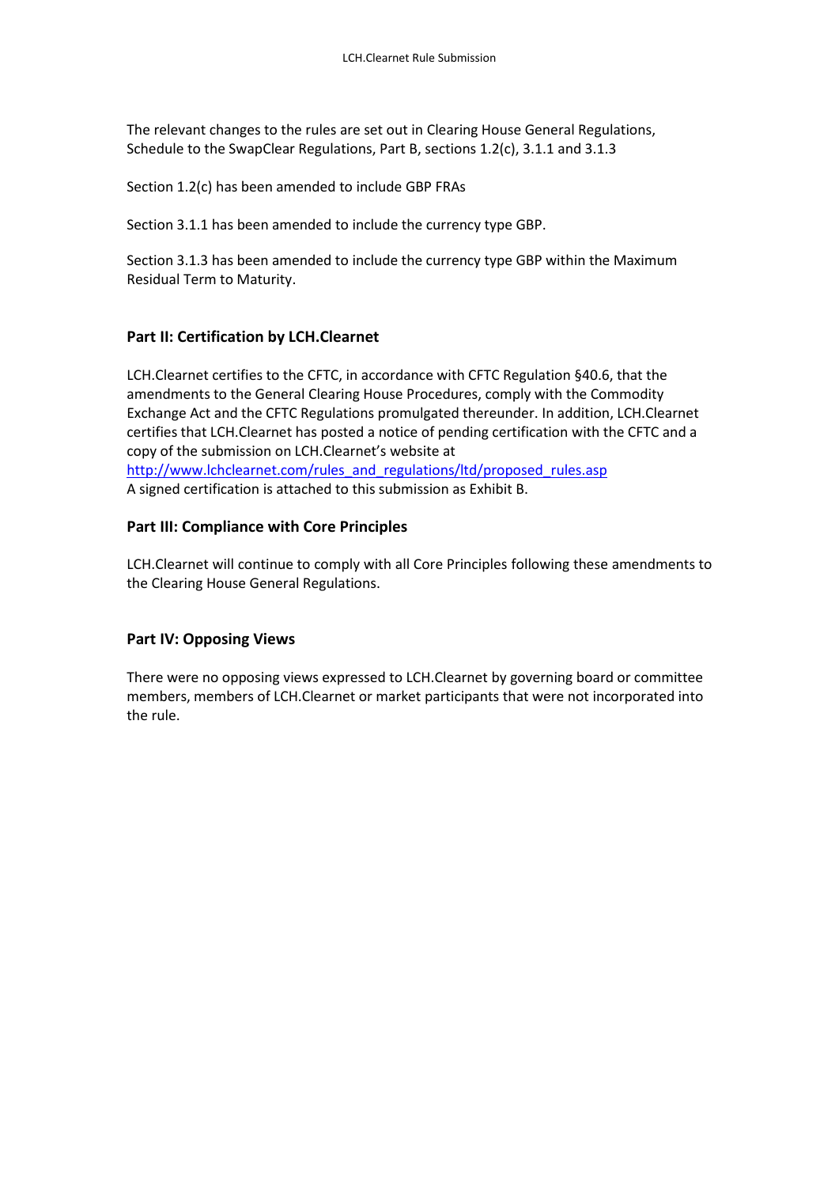The relevant changes to the rules are set out in Clearing House General Regulations, Schedule to the SwapClear Regulations, Part B, sections 1.2(c), 3.1.1 and 3.1.3

Section 1.2(c) has been amended to include GBP FRAs

Section 3.1.1 has been amended to include the currency type GBP.

Section 3.1.3 has been amended to include the currency type GBP within the Maximum Residual Term to Maturity.

## Part II: Certification by LCH.Clearnet

LCH.Clearnet certifies to the CFTC, in accordance with CFTC Regulation §40.6, that the amendments to the General Clearing House Procedures, comply with the Commodity Exchange Act and the CFTC Regulations promulgated thereunder. In addition, LCH.Clearnet certifies that LCH.Clearnet has posted a notice of pending certification with the CFTC and a copy of the submission on LCH.Clearnet's website at http://www.lchclearnet.com/rules_and_regulations/ltd/proposed_rules.asp
A signed certification is attached to this submission as Exhibit B.

## Part III: Compliance with Core Principles

LCH.Clearnet will continue to comply with all Core Principles following these amendments to the Clearing House General Regulations.

## Part IV: Opposing Views

There were no opposing views expressed to LCH.Clearnet by governing board or committee members, members of LCH.Clearnet or market participants that were not incorporated into the rule.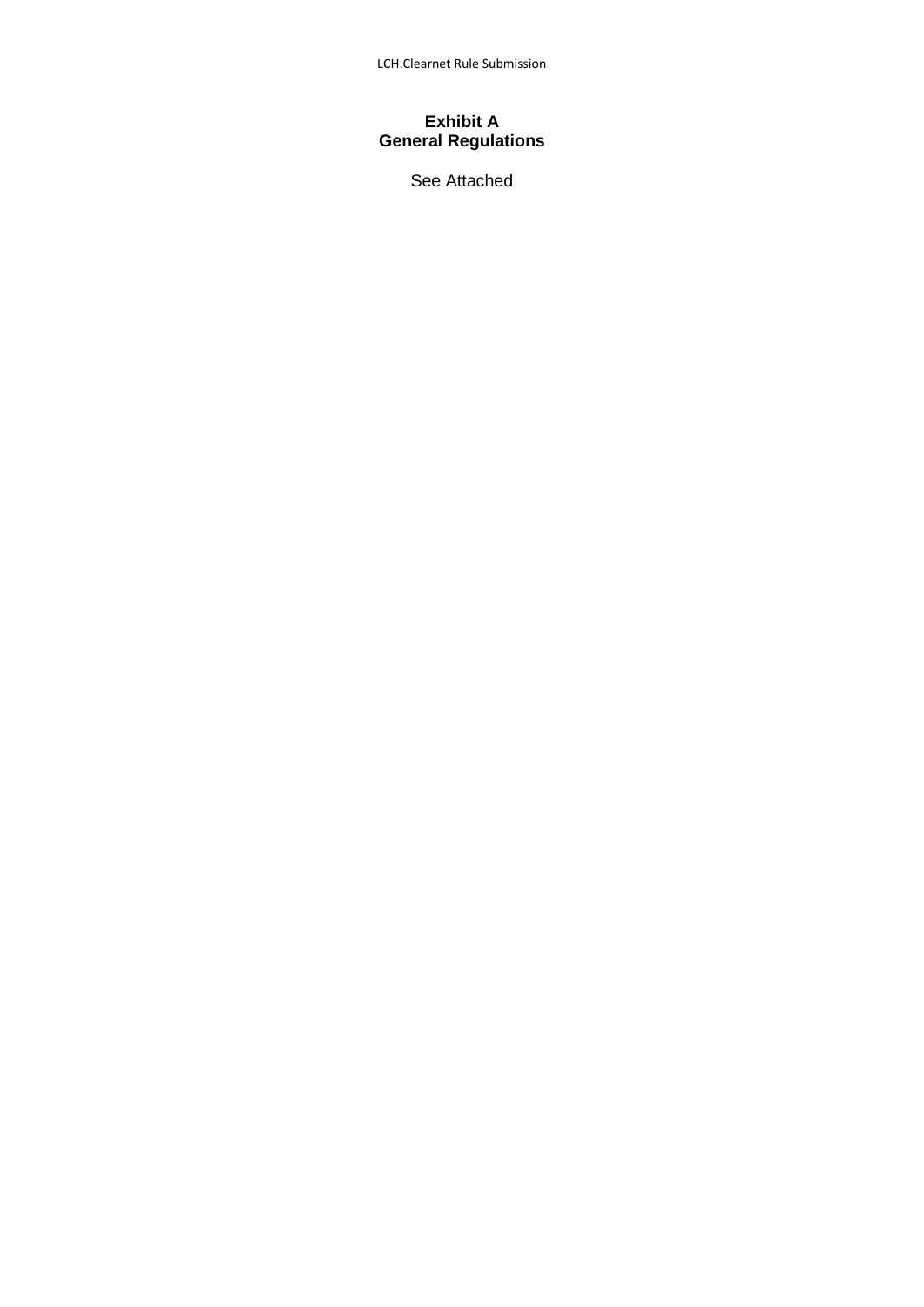# Exhibit A
# General Regulations

See Attached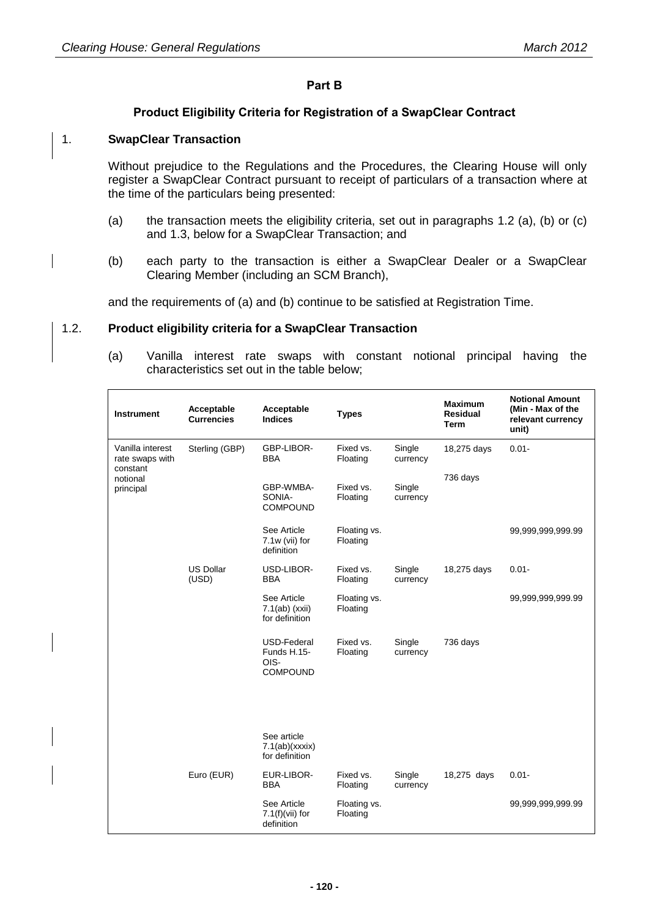## Part B

### Product Eligibility Criteria for Registration of a SwapClear Contract

1. **SwapClear Transaction**

Without prejudice to the Regulations and the Procedures, the Clearing House will only register a SwapClear Contract pursuant to receipt of particulars of a transaction where at the time of the particulars being presented:

(a) the transaction meets the eligibility criteria, set out in paragraphs 1.2 (a), (b) or (c) and 1.3, below for a SwapClear Transaction; and

(b) each party to the transaction is either a SwapClear Dealer or a SwapClear Clearing Member (including an SCM Branch),

and the requirements of (a) and (b) continue to be satisfied at Registration Time.

1.2. **Product eligibility criteria for a SwapClear Transaction**

(a) Vanilla interest rate swaps with constant notional principal having the characteristics set out in the table below;

| Instrument | Acceptable Currencies | Acceptable Indices | Types | | Maximum Residual Term | Notional Amount (Min - Max of the relevant currency unit) |
|---|---|---|---|---|---|---|
| Vanilla interest rate swaps with constant notional principal | Sterling (GBP) | GBP-LIBOR-BBA | Fixed vs. Floating | Single currency | 18,275 days | 0.01- |
| | | GBP-WMBA-SONIA-COMPOUND | Fixed vs. Floating | Single currency | 736 days | |
| | | See Article 7.1w (vii) for definition | Floating vs. Floating | | | 99,999,999,999.99 |
| | US Dollar (USD) | USD-LIBOR-BBA | Fixed vs. Floating | Single currency | 18,275 days | 0.01- |
| | | See Article 7.1(ab) (xxii) for definition | Floating vs. Floating | | | 99,999,999,999.99 |
| | | USD-Federal Funds H.15-OIS-COMPOUND | Fixed vs. Floating | Single currency | 736 days | |
| | | See article 7.1(ab)(xxxix) for definition | | | | |
| | Euro (EUR) | EUR-LIBOR-BBA | Fixed vs. Floating | Single currency | 18,275 days | 0.01- |
| | | See Article 7.1(f)(vii) for definition | Floating vs. Floating | | | 99,999,999,999.99 |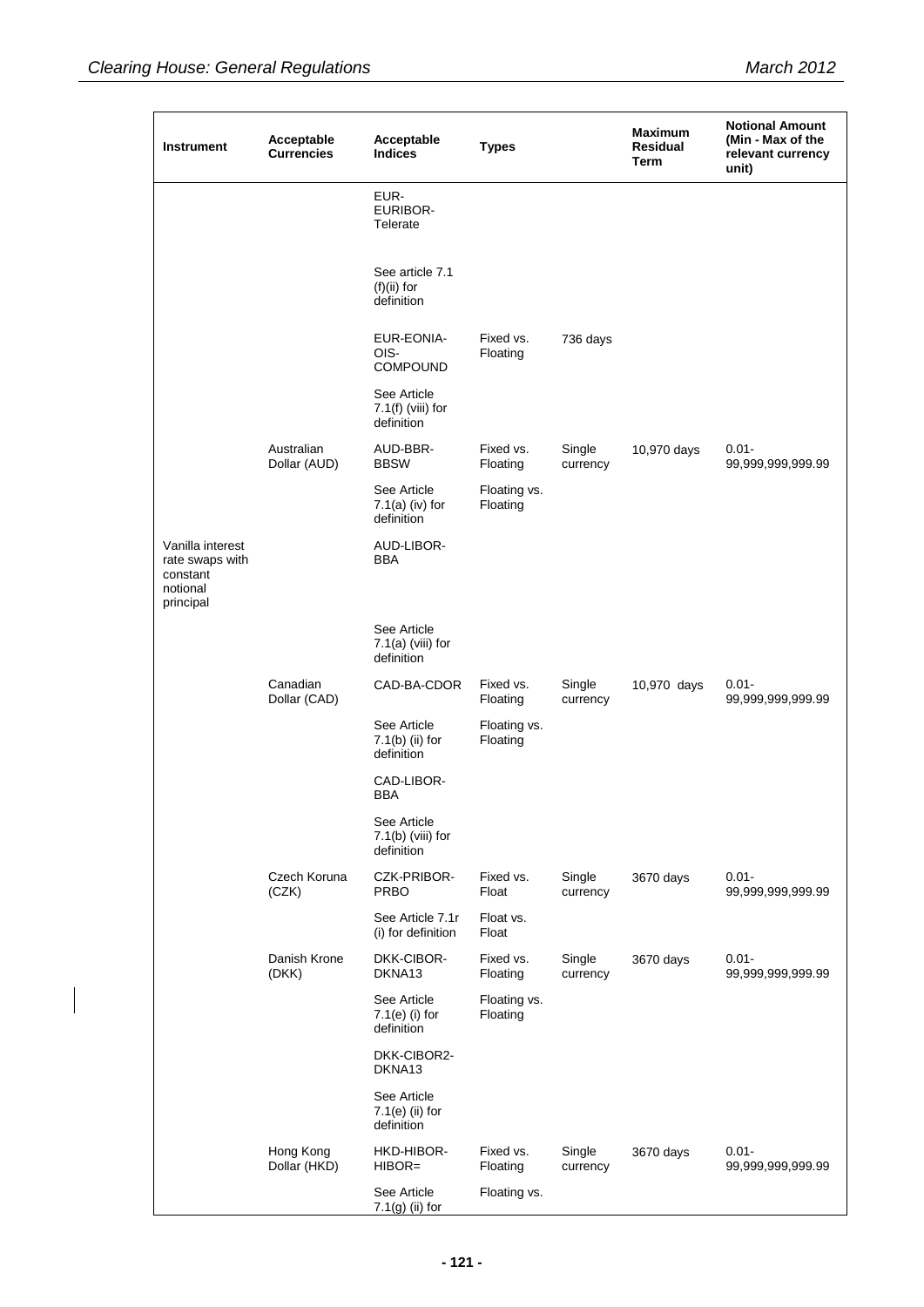| Instrument | Acceptable Currencies | Acceptable Indices | Types | | Maximum Residual Term | Notional Amount (Min - Max of the relevant currency unit) |
|---|---|---|---|---|---|---|
| | | EUR-EURIBOR-Telerate | | | | |
| | | See article 7.1 (f)(ii) for definition | | | | |
| | | EUR-EONIA-OIS-COMPOUND | Fixed vs. Floating | 736 days | | |
| | | See Article 7.1(f) (viii) for definition | | | | |
| | Australian Dollar (AUD) | AUD-BBR-BBSW | Fixed vs. Floating | Single currency | 10,970 days | 0.01-99,999,999,999.99 |
| | | See Article 7.1(a) (iv) for definition | Floating vs. Floating | | | |
| Vanilla interest rate swaps with constant notional principal | | AUD-LIBOR-BBA | | | | |
| | | See Article 7.1(a) (viii) for definition | | | | |
| | Canadian Dollar (CAD) | CAD-BA-CDOR | Fixed vs. Floating | Single currency | 10,970 days | 0.01-99,999,999,999.99 |
| | | See Article 7.1(b) (ii) for definition | Floating vs. Floating | | | |
| | | CAD-LIBOR-BBA | | | | |
| | | See Article 7.1(b) (viii) for definition | | | | |
| | Czech Koruna (CZK) | CZK-PRIBOR-PRBO | Fixed vs. Float | Single currency | 3670 days | 0.01-99,999,999,999.99 |
| | | See Article 7.1r (i) for definition | Float vs. Float | | | |
| | Danish Krone (DKK) | DKK-CIBOR-DKNA13 | Fixed vs. Floating | Single currency | 3670 days | 0.01-99,999,999,999.99 |
| | | See Article 7.1(e) (i) for definition | Floating vs. Floating | | | |
| | | DKK-CIBOR2-DKNA13 | | | | |
| | | See Article 7.1(e) (ii) for definition | | | | |
| | Hong Kong Dollar (HKD) | HKD-HIBOR-HIBOR= | Fixed vs. Floating | Single currency | 3670 days | 0.01-99,999,999,999.99 |
| | | See Article 7.1(g) (ii) for | Floating vs. | | | |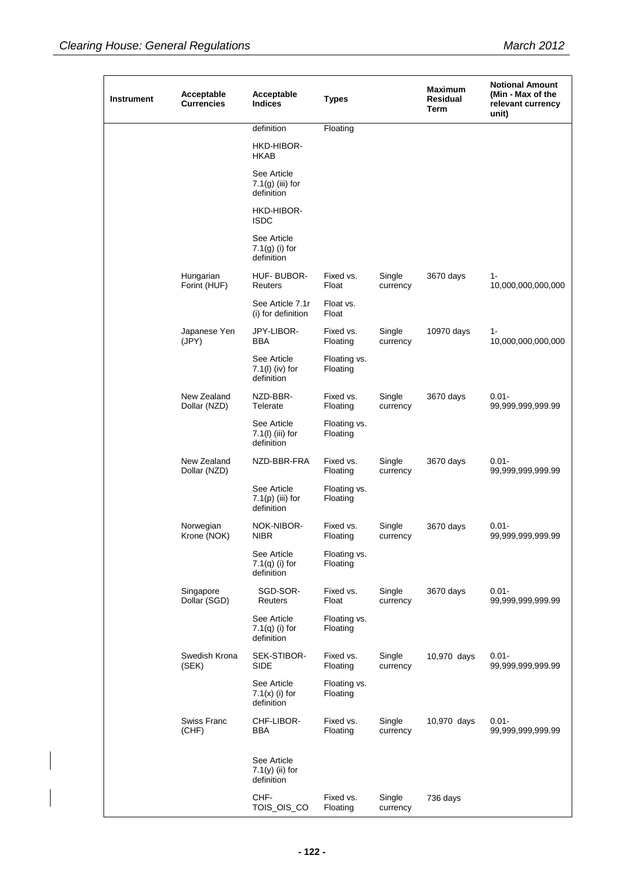| Instrument | Acceptable Currencies | Acceptable Indices | Types | | Maximum Residual Term | Notional Amount (Min - Max of the relevant currency unit) |
|---|---|---|---|---|---|---|
| | | definition | Floating | | | |
| | | HKD-HIBOR-HKAB | | | | |
| | | See Article 7.1(g) (iii) for definition | | | | |
| | | HKD-HIBOR-ISDC | | | | |
| | | See Article 7.1(g) (i) for definition | | | | |
| | Hungarian Forint (HUF) | HUF- BUBOR-Reuters | Fixed vs. Float | Single currency | 3670 days | 1-10,000,000,000,000 |
| | | See Article 7.1r (i) for definition | Float vs. Float | | | |
| | Japanese Yen (JPY) | JPY-LIBOR-BBA | Fixed vs. Floating | Single currency | 10970 days | 1-10,000,000,000,000 |
| | | See Article 7.1(l) (iv) for definition | Floating vs. Floating | | | |
| | New Zealand Dollar (NZD) | NZD-BBR-Telerate | Fixed vs. Floating | Single currency | 3670 days | 0.01-99,999,999,999.99 |
| | | See Article 7.1(l) (iii) for definition | Floating vs. Floating | | | |
| | New Zealand Dollar (NZD) | NZD-BBR-FRA | Fixed vs. Floating | Single currency | 3670 days | 0.01-99,999,999,999.99 |
| | | See Article 7.1(p) (iii) for definition | Floating vs. Floating | | | |
| | Norwegian Krone (NOK) | NOK-NIBOR-NIBR | Fixed vs. Floating | Single currency | 3670 days | 0.01-99,999,999,999.99 |
| | | See Article 7.1(q) (i) for definition | Floating vs. Floating | | | |
| | Singapore Dollar (SGD) | SGD-SOR-Reuters | Fixed vs. Float | Single currency | 3670 days | 0.01-99,999,999,999.99 |
| | | See Article 7.1(q) (i) for definition | Floating vs. Floating | | | |
| | Swedish Krona (SEK) | SEK-STIBOR-SIDE | Fixed vs. Floating | Single currency | 10,970 days | 0.01-99,999,999,999.99 |
| | | See Article 7.1(x) (i) for definition | Floating vs. Floating | | | |
| | Swiss Franc (CHF) | CHF-LIBOR-BBA | Fixed vs. Floating | Single currency | 10,970 days | 0.01-99,999,999,999.99 |
| | | See Article 7.1(y) (ii) for definition | | | | |
| | | CHF-TOIS_OIS_CO | Fixed vs. Floating | Single currency | 736 days | |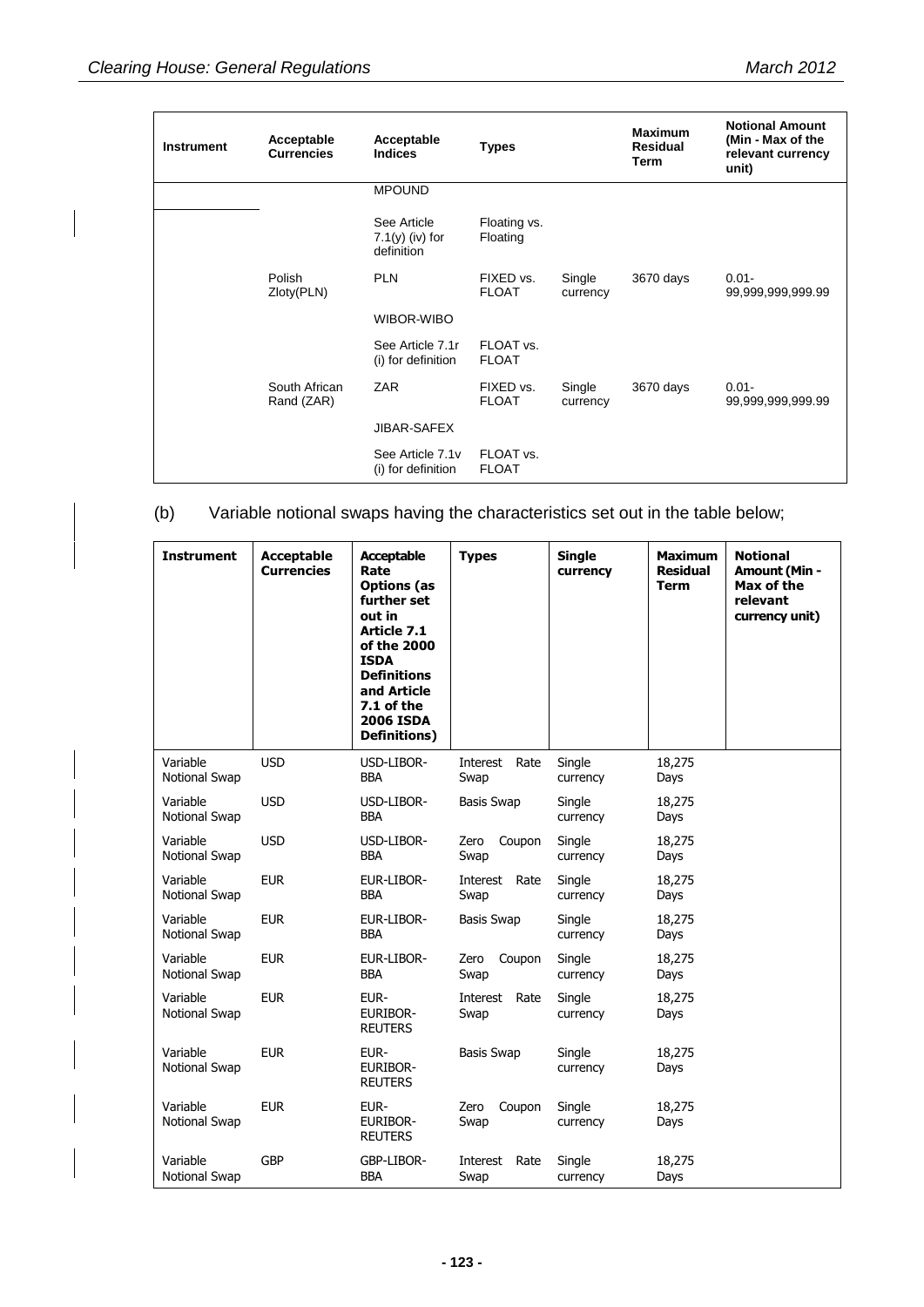| Instrument | Acceptable Currencies | Acceptable Indices | Types | | Maximum Residual Term | Notional Amount (Min - Max of the relevant currency unit) |
|---|---|---|---|---|---|---|
| | | MPOUND | | | | |
| | | See Article 7.1(y) (iv) for definition | Floating vs. Floating | | | |
| | Polish Zloty(PLN) | PLN | FIXED vs. FLOAT | Single currency | 3670 days | 0.01-99,999,999,999.99 |
| | | WIBOR-WIBO | | | | |
| | | See Article 7.1r (i) for definition | FLOAT vs. FLOAT | | | |
| | South African Rand (ZAR) | ZAR | FIXED vs. FLOAT | Single currency | 3670 days | 0.01-99,999,999,999.99 |
| | | JIBAR-SAFEX | | | | |
| | | See Article 7.1v (i) for definition | FLOAT vs. FLOAT | | | |

(b) Variable notional swaps having the characteristics set out in the table below;

| Instrument | Acceptable Currencies | Acceptable Rate Options (as further set out in Article 7.1 of the 2000 ISDA Definitions and Article 7.1 of the 2006 ISDA Definitions) | Types | Single currency | Maximum Residual Term | Notional Amount (Min - Max of the relevant currency unit) |
|---|---|---|---|---|---|---|
| Variable Notional Swap | USD | USD-LIBOR-BBA | Interest Rate Swap | Single currency | 18,275 Days | |
| Variable Notional Swap | USD | USD-LIBOR-BBA | Basis Swap | Single currency | 18,275 Days | |
| Variable Notional Swap | USD | USD-LIBOR-BBA | Zero Coupon Swap | Single currency | 18,275 Days | |
| Variable Notional Swap | EUR | EUR-LIBOR-BBA | Interest Rate Swap | Single currency | 18,275 Days | |
| Variable Notional Swap | EUR | EUR-LIBOR-BBA | Basis Swap | Single currency | 18,275 Days | |
| Variable Notional Swap | EUR | EUR-LIBOR-BBA | Zero Coupon Swap | Single currency | 18,275 Days | |
| Variable Notional Swap | EUR | EUR-EURIBOR-REUTERS | Interest Rate Swap | Single currency | 18,275 Days | |
| Variable Notional Swap | EUR | EUR-EURIBOR-REUTERS | Basis Swap | Single currency | 18,275 Days | |
| Variable Notional Swap | EUR | EUR-EURIBOR-REUTERS | Zero Coupon Swap | Single currency | 18,275 Days | |
| Variable Notional Swap | GBP | GBP-LIBOR-BBA | Interest Rate Swap | Single currency | 18,275 Days | |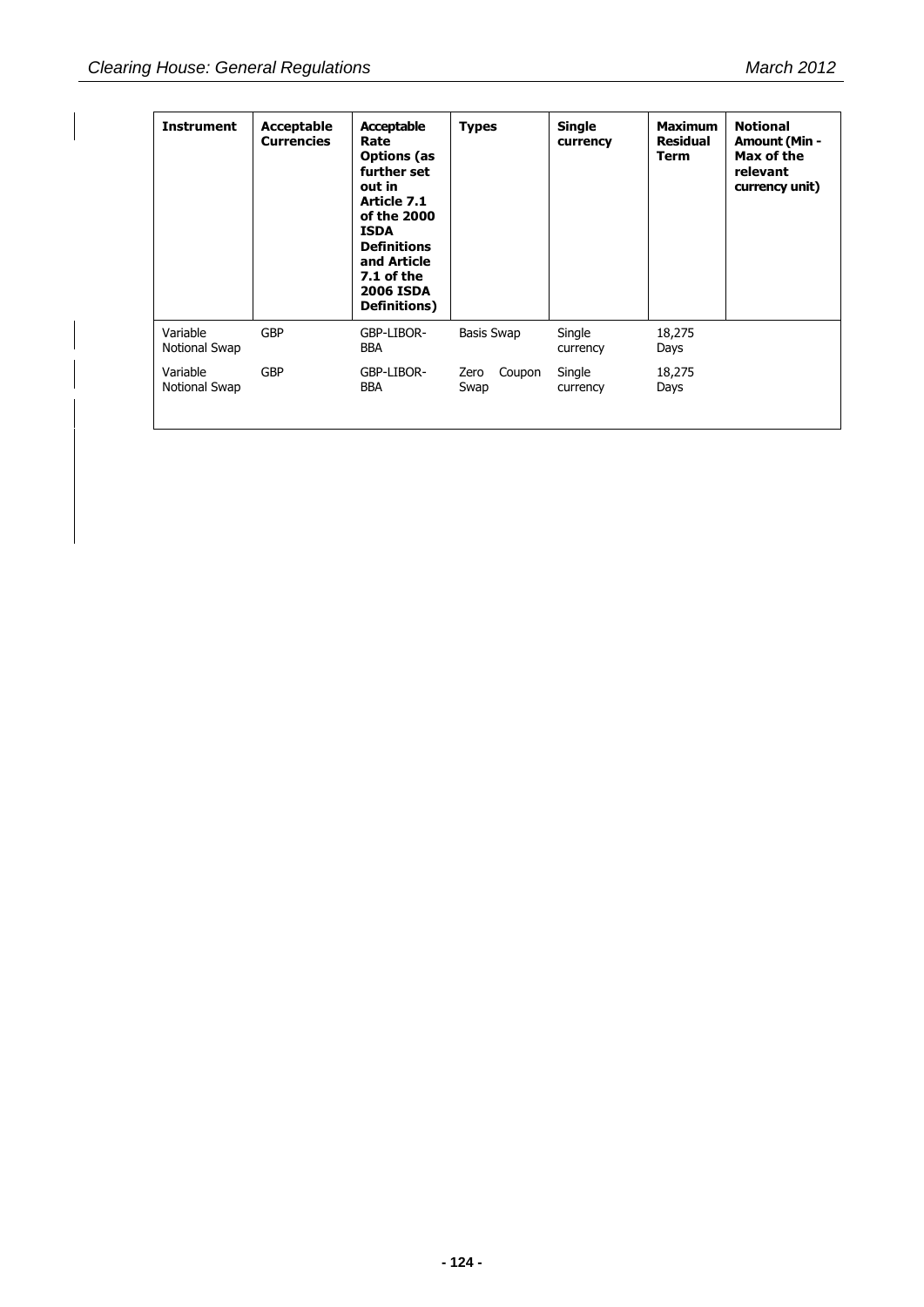| Instrument | Acceptable Currencies | Acceptable Rate Options (as further set out in Article 7.1 of the 2000 ISDA Definitions and Article 7.1 of the 2006 ISDA Definitions) | Types | Single currency | Maximum Residual Term | Notional Amount (Min - Max of the relevant currency unit) |
|---|---|---|---|---|---|---|
| Variable Notional Swap | GBP | GBP-LIBOR-BBA | Basis Swap | Single currency | 18,275 Days | |
| Variable Notional Swap | GBP | GBP-LIBOR-BBA | Zero Coupon Swap | Single currency | 18,275 Days | |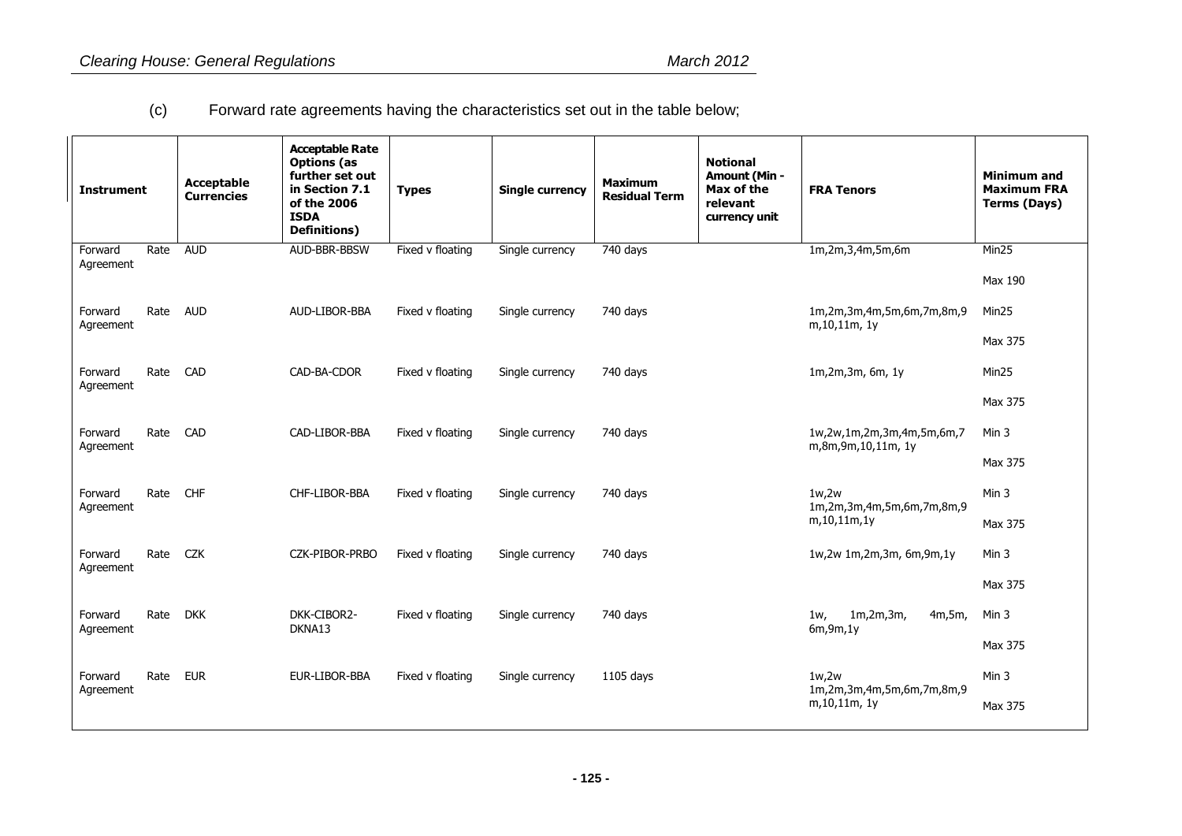(c) Forward rate agreements having the characteristics set out in the table below;

| Instrument | Acceptable Currencies | Acceptable Rate Options (as further set out in Section 7.1 of the 2006 ISDA Definitions) | Types | Single currency | Maximum Residual Term | Notional Amount (Min - Max of the relevant currency unit | FRA Tenors | Minimum and Maximum FRA Terms (Days) |
|---|---|---|---|---|---|---|---|---|
| Forward Rate Agreement | AUD | AUD-BBR-BBSW | Fixed v floating | Single currency | 740 days | | 1m,2m,3,4m,5m,6m | Min25<br>Max 190 |
| Forward Rate Agreement | AUD | AUD-LIBOR-BBA | Fixed v floating | Single currency | 740 days | | 1m,2m,3m,4m,5m,6m,7m,8m,9m,10,11m, 1y | Min25<br>Max 375 |
| Forward Rate Agreement | CAD | CAD-BA-CDOR | Fixed v floating | Single currency | 740 days | | 1m,2m,3m, 6m, 1y | Min25<br>Max 375 |
| Forward Rate Agreement | CAD | CAD-LIBOR-BBA | Fixed v floating | Single currency | 740 days | | 1w,2w,1m,2m,3m,4m,5m,6m,7m,8m,9m,10,11m, 1y | Min 3<br>Max 375 |
| Forward Rate Agreement | CHF | CHF-LIBOR-BBA | Fixed v floating | Single currency | 740 days | | 1w,2w 1m,2m,3m,4m,5m,6m,7m,8m,9m,10,11m,1y | Min 3<br>Max 375 |
| Forward Rate Agreement | CZK | CZK-PIBOR-PRBO | Fixed v floating | Single currency | 740 days | | 1w,2w 1m,2m,3m, 6m,9m,1y | Min 3<br>Max 375 |
| Forward Rate Agreement | DKK | DKK-CIBOR2-DKNA13 | Fixed v floating | Single currency | 740 days | | 1w, 1m,2m,3m, 4m,5m, 6m,9m,1y | Min 3<br>Max 375 |
| Forward Rate Agreement | EUR | EUR-LIBOR-BBA | Fixed v floating | Single currency | 1105 days | | 1w,2w 1m,2m,3m,4m,5m,6m,7m,8m,9m,10,11m, 1y | Min 3<br>Max 375 |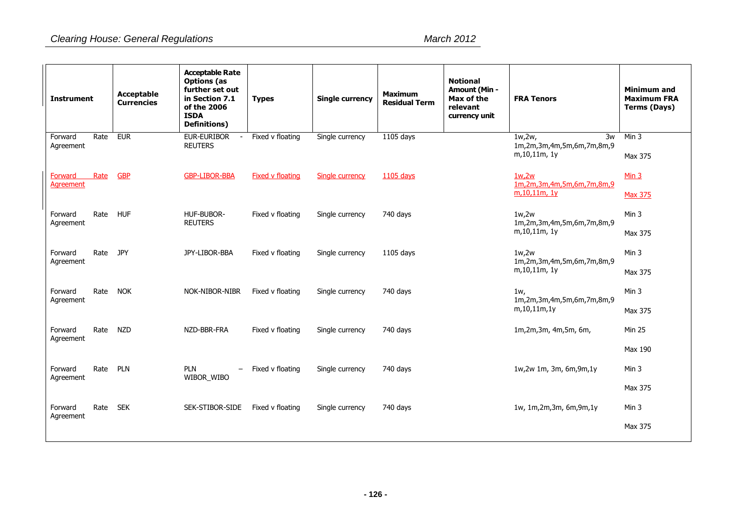| Instrument | Acceptable Currencies | Acceptable Rate Options (as further set out in Section 7.1 of the 2006 ISDA Definitions) | Types | Single currency | Maximum Residual Term | Notional Amount (Min - Max of the relevant currency unit | FRA Tenors | Minimum and Maximum FRA Terms (Days) |
|---|---|---|---|---|---|---|---|---|
| Forward Rate Agreement | EUR | EUR-EURIBOR - REUTERS | Fixed v floating | Single currency | 1105 days | | 1w,2w, 3w 1m,2m,3m,4m,5m,6m,7m,8m,9m,10,11m, 1y | Min 3<br><br>Max 375 |
| Forward Rate Agreement | GBP | GBP-LIBOR-BBA | Fixed v floating | Single currency | 1105 days | | 1w,2w 1m,2m,3m,4m,5m,6m,7m,8m,9m,10,11m, 1y | Min 3<br><br>Max 375 |
| Forward Rate Agreement | HUF | HUF-BUBOR-REUTERS | Fixed v floating | Single currency | 740 days | | 1w,2w 1m,2m,3m,4m,5m,6m,7m,8m,9m,10,11m, 1y | Min 3<br><br>Max 375 |
| Forward Rate Agreement | JPY | JPY-LIBOR-BBA | Fixed v floating | Single currency | 1105 days | | 1w,2w 1m,2m,3m,4m,5m,6m,7m,8m,9m,10,11m, 1y | Min 3<br><br>Max 375 |
| Forward Rate Agreement | NOK | NOK-NIBOR-NIBR | Fixed v floating | Single currency | 740 days | | 1w, 1m,2m,3m,4m,5m,6m,7m,8m,9m,10,11m,1y | Min 3<br><br>Max 375 |
| Forward Rate Agreement | NZD | NZD-BBR-FRA | Fixed v floating | Single currency | 740 days | | 1m,2m,3m, 4m,5m, 6m, | Min 25<br><br>Max 190 |
| Forward Rate Agreement | PLN | PLN – WIBOR_WIBO | Fixed v floating | Single currency | 740 days | | 1w,2w 1m, 3m, 6m,9m,1y | Min 3<br><br>Max 375 |
| Forward Rate Agreement | SEK | SEK-STIBOR-SIDE | Fixed v floating | Single currency | 740 days | | 1w, 1m,2m,3m, 6m,9m,1y | Min 3<br><br>Max 375 |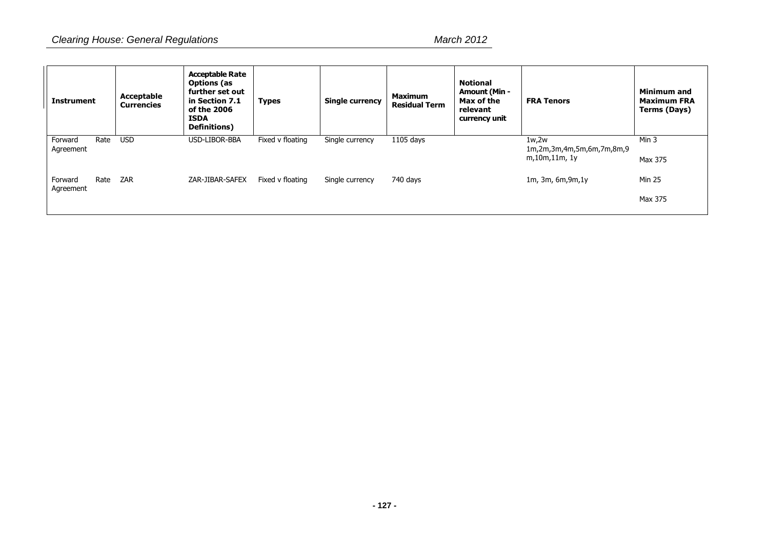| Instrument | Acceptable Currencies | Acceptable Rate Options (as further set out in Section 7.1 of the 2006 ISDA Definitions) | Types | Single currency | Maximum Residual Term | Notional Amount (Min - Max of the relevant currency unit | FRA Tenors | Minimum and Maximum FRA Terms (Days) |
|---|---|---|---|---|---|---|---|---|
| Forward Rate Agreement | USD | USD-LIBOR-BBA | Fixed v floating | Single currency | 1105 days | | 1w,2w 1m,2m,3m,4m,5m,6m,7m,8m,9m,10m,11m, 1y | Min 3 Max 375 |
| Forward Rate Agreement | ZAR | ZAR-JIBAR-SAFEX | Fixed v floating | Single currency | 740 days | | 1m, 3m, 6m,9m,1y | Min 25 Max 375 |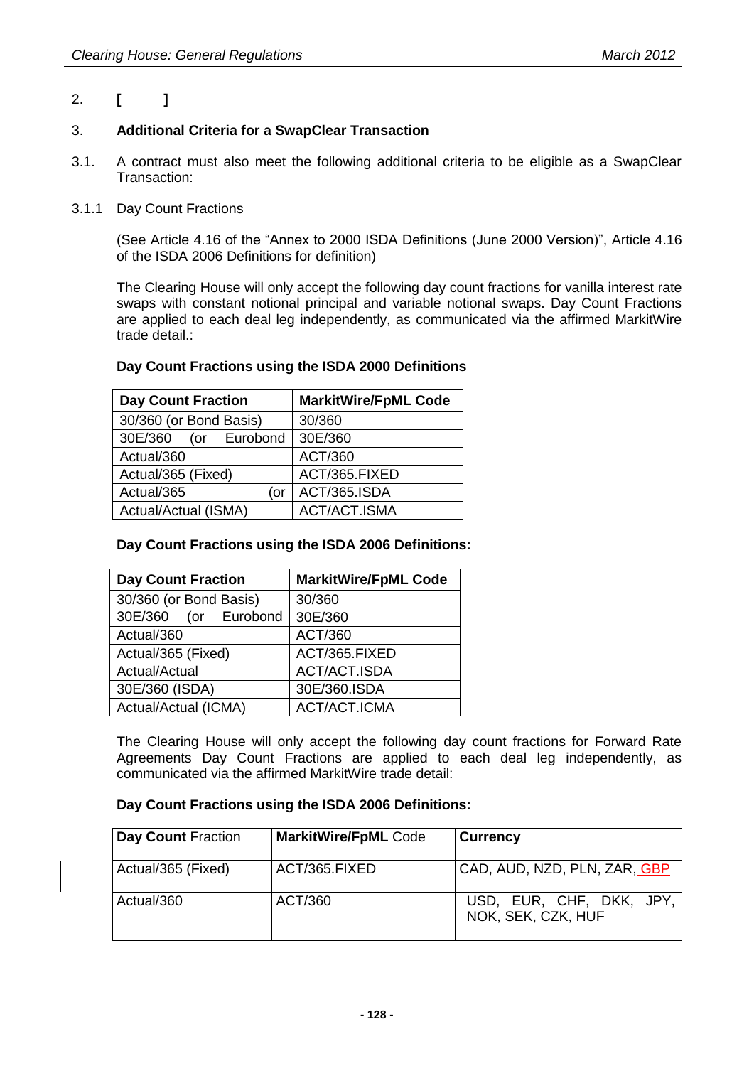2. **[ ]**

3. **Additional Criteria for a SwapClear Transaction**

3.1. A contract must also meet the following additional criteria to be eligible as a SwapClear Transaction:

3.1.1 Day Count Fractions

(See Article 4.16 of the "Annex to 2000 ISDA Definitions (June 2000 Version)", Article 4.16 of the ISDA 2006 Definitions for definition)

The Clearing House will only accept the following day count fractions for vanilla interest rate swaps with constant notional principal and variable notional swaps. Day Count Fractions are applied to each deal leg independently, as communicated via the affirmed MarkitWire trade detail.:

**Day Count Fractions using the ISDA 2000 Definitions**

| Day Count Fraction | MarkitWire/FpML Code |
|---|---|
| 30/360 (or Bond Basis) | 30/360 |
| 30E/360 (or Eurobond | 30E/360 |
| Actual/360 | ACT/360 |
| Actual/365 (Fixed) | ACT/365.FIXED |
| Actual/365 (or | ACT/365.ISDA |
| Actual/Actual (ISMA) | ACT/ACT.ISMA |

**Day Count Fractions using the ISDA 2006 Definitions:**

| Day Count Fraction | MarkitWire/FpML Code |
|---|---|
| 30/360 (or Bond Basis) | 30/360 |
| 30E/360 (or Eurobond | 30E/360 |
| Actual/360 | ACT/360 |
| Actual/365 (Fixed) | ACT/365.FIXED |
| Actual/Actual | ACT/ACT.ISDA |
| 30E/360 (ISDA) | 30E/360.ISDA |
| Actual/Actual (ICMA) | ACT/ACT.ICMA |

The Clearing House will only accept the following day count fractions for Forward Rate Agreements Day Count Fractions are applied to each deal leg independently, as communicated via the affirmed MarkitWire trade detail:

**Day Count Fractions using the ISDA 2006 Definitions:**

| Day Count Fraction | MarkitWire/FpML Code | Currency |
|---|---|---|
| Actual/365 (Fixed) | ACT/365.FIXED | CAD, AUD, NZD, PLN, ZAR, GBP |
| Actual/360 | ACT/360 | USD, EUR, CHF, DKK, JPY, NOK, SEK, CZK, HUF |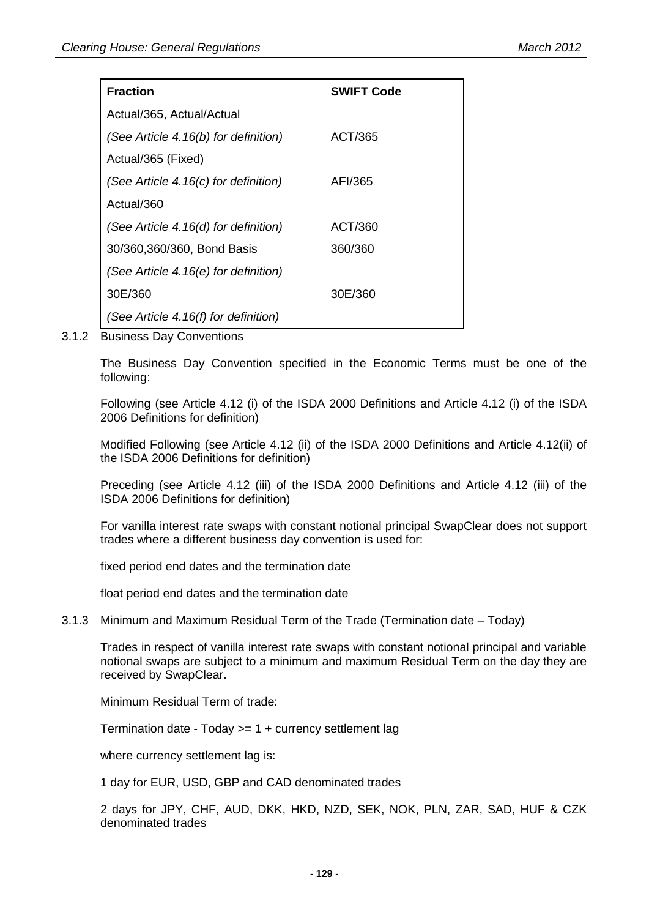| Fraction | SWIFT Code |
|---|---|
| Actual/365, Actual/Actual *(See Article 4.16(b) for definition)* | ACT/365 |
| Actual/365 (Fixed) *(See Article 4.16(c) for definition)* | AFI/365 |
| Actual/360 *(See Article 4.16(d) for definition)* | ACT/360 |
| 30/360,360/360, Bond Basis *(See Article 4.16(e) for definition)* | 360/360 |
| 30E/360 *(See Article 4.16(f) for definition)* | 30E/360 |

3.1.2 Business Day Conventions

The Business Day Convention specified in the Economic Terms must be one of the following:

Following (see Article 4.12 (i) of the ISDA 2000 Definitions and Article 4.12 (i) of the ISDA 2006 Definitions for definition)

Modified Following (see Article 4.12 (ii) of the ISDA 2000 Definitions and Article 4.12(ii) of the ISDA 2006 Definitions for definition)

Preceding (see Article 4.12 (iii) of the ISDA 2000 Definitions and Article 4.12 (iii) of the ISDA 2006 Definitions for definition)

For vanilla interest rate swaps with constant notional principal SwapClear does not support trades where a different business day convention is used for:

fixed period end dates and the termination date

float period end dates and the termination date

3.1.3 Minimum and Maximum Residual Term of the Trade (Termination date – Today)

Trades in respect of vanilla interest rate swaps with constant notional principal and variable notional swaps are subject to a minimum and maximum Residual Term on the day they are received by SwapClear.

Minimum Residual Term of trade:

Termination date - Today >= 1 + currency settlement lag

where currency settlement lag is:

1 day for EUR, USD, GBP and CAD denominated trades

2 days for JPY, CHF, AUD, DKK, HKD, NZD, SEK, NOK, PLN, ZAR, SAD, HUF & CZK denominated trades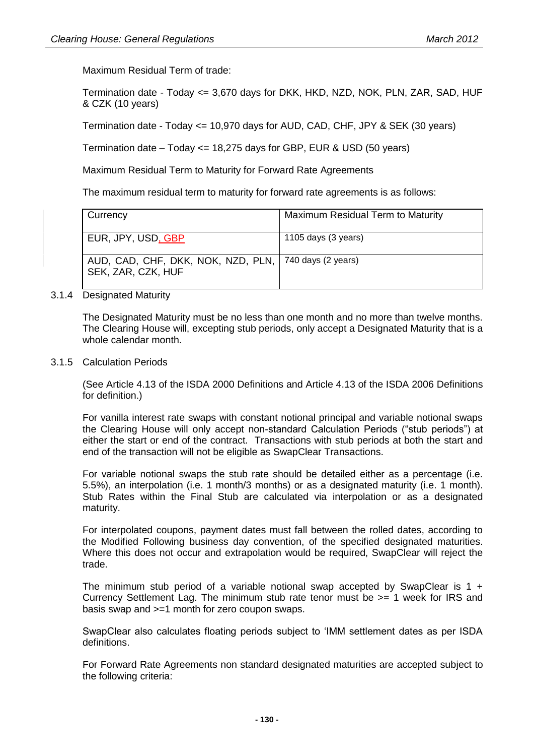Maximum Residual Term of trade:

Termination date - Today <= 3,670 days for DKK, HKD, NZD, NOK, PLN, ZAR, SAD, HUF & CZK (10 years)

Termination date - Today <= 10,970 days for AUD, CAD, CHF, JPY & SEK (30 years)

Termination date – Today <= 18,275 days for GBP, EUR & USD (50 years)

Maximum Residual Term to Maturity for Forward Rate Agreements

The maximum residual term to maturity for forward rate agreements is as follows:

| Currency | Maximum Residual Term to Maturity |
|---|---|
| EUR, JPY, USD, GBP | 1105 days (3 years) |
| AUD, CAD, CHF, DKK, NOK, NZD, PLN, SEK, ZAR, CZK, HUF | 740 days (2 years) |

3.1.4 Designated Maturity

The Designated Maturity must be no less than one month and no more than twelve months. The Clearing House will, excepting stub periods, only accept a Designated Maturity that is a whole calendar month.

3.1.5 Calculation Periods

(See Article 4.13 of the ISDA 2000 Definitions and Article 4.13 of the ISDA 2006 Definitions for definition.)

For vanilla interest rate swaps with constant notional principal and variable notional swaps the Clearing House will only accept non-standard Calculation Periods ("stub periods") at either the start or end of the contract. Transactions with stub periods at both the start and end of the transaction will not be eligible as SwapClear Transactions.

For variable notional swaps the stub rate should be detailed either as a percentage (i.e. 5.5%), an interpolation (i.e. 1 month/3 months) or as a designated maturity (i.e. 1 month). Stub Rates within the Final Stub are calculated via interpolation or as a designated maturity.

For interpolated coupons, payment dates must fall between the rolled dates, according to the Modified Following business day convention, of the specified designated maturities. Where this does not occur and extrapolation would be required, SwapClear will reject the trade.

The minimum stub period of a variable notional swap accepted by SwapClear is 1 + Currency Settlement Lag. The minimum stub rate tenor must be >= 1 week for IRS and basis swap and >=1 month for zero coupon swaps.

SwapClear also calculates floating periods subject to 'IMM settlement dates as per ISDA definitions.

For Forward Rate Agreements non standard designated maturities are accepted subject to the following criteria: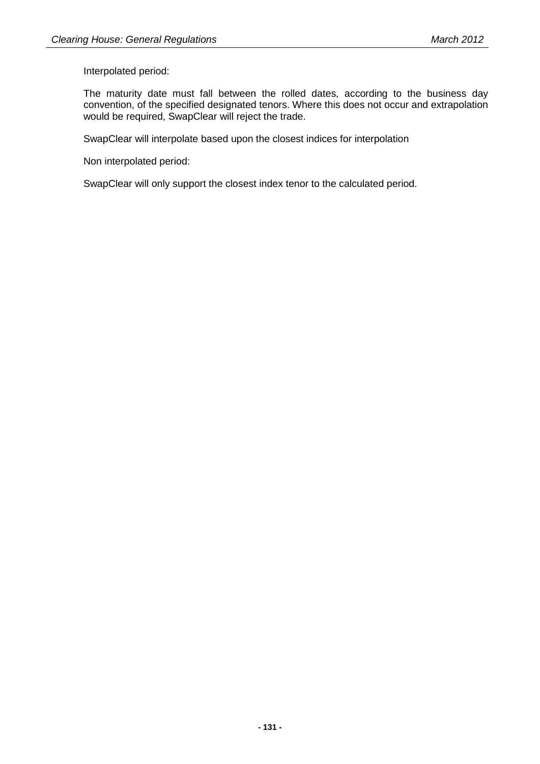Interpolated period:

The maturity date must fall between the rolled dates, according to the business day convention, of the specified designated tenors. Where this does not occur and extrapolation would be required, SwapClear will reject the trade.

SwapClear will interpolate based upon the closest indices for interpolation

Non interpolated period:

SwapClear will only support the closest index tenor to the calculated period.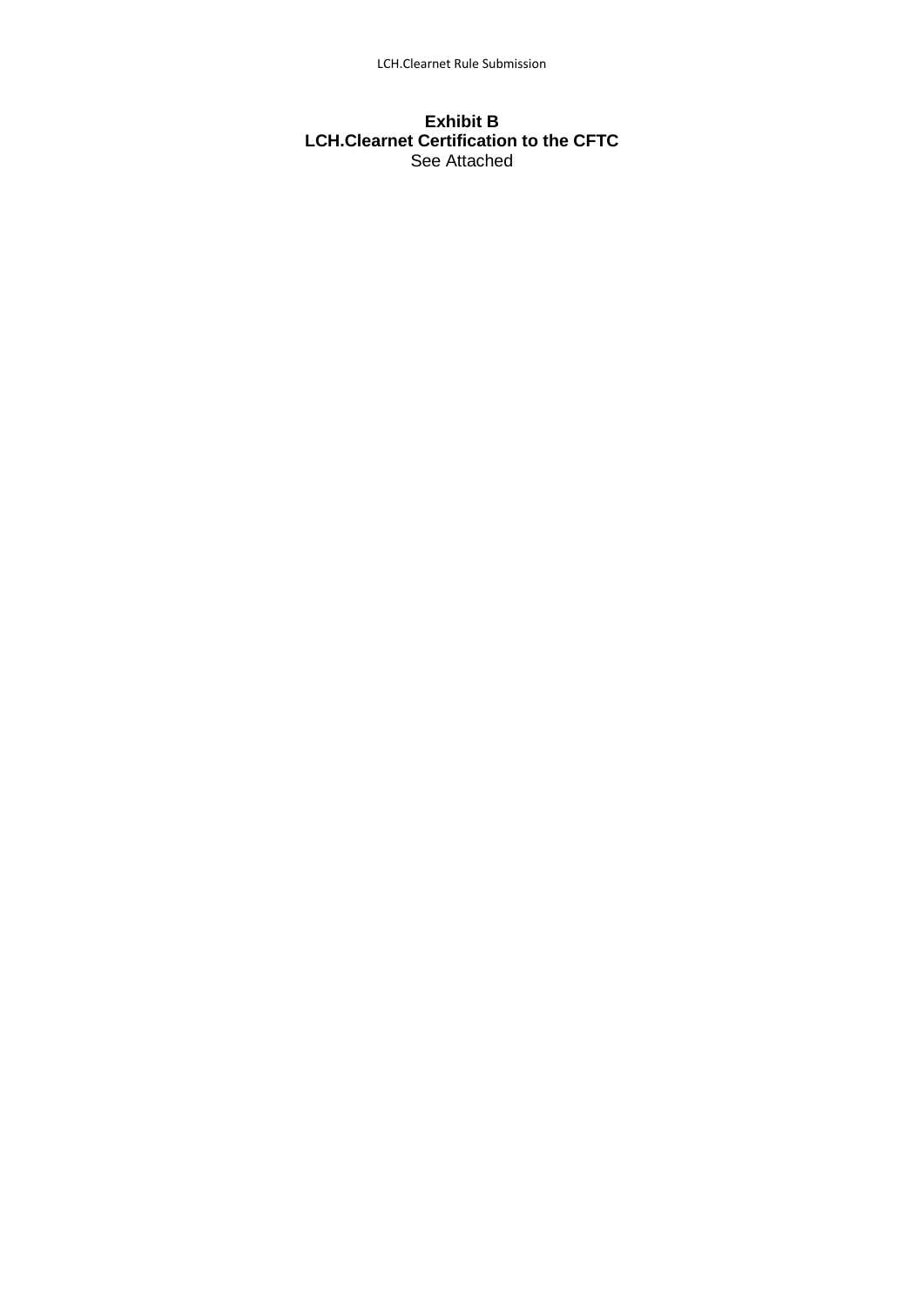**Exhibit B**
**LCH.Clearnet Certification to the CFTC**
See Attached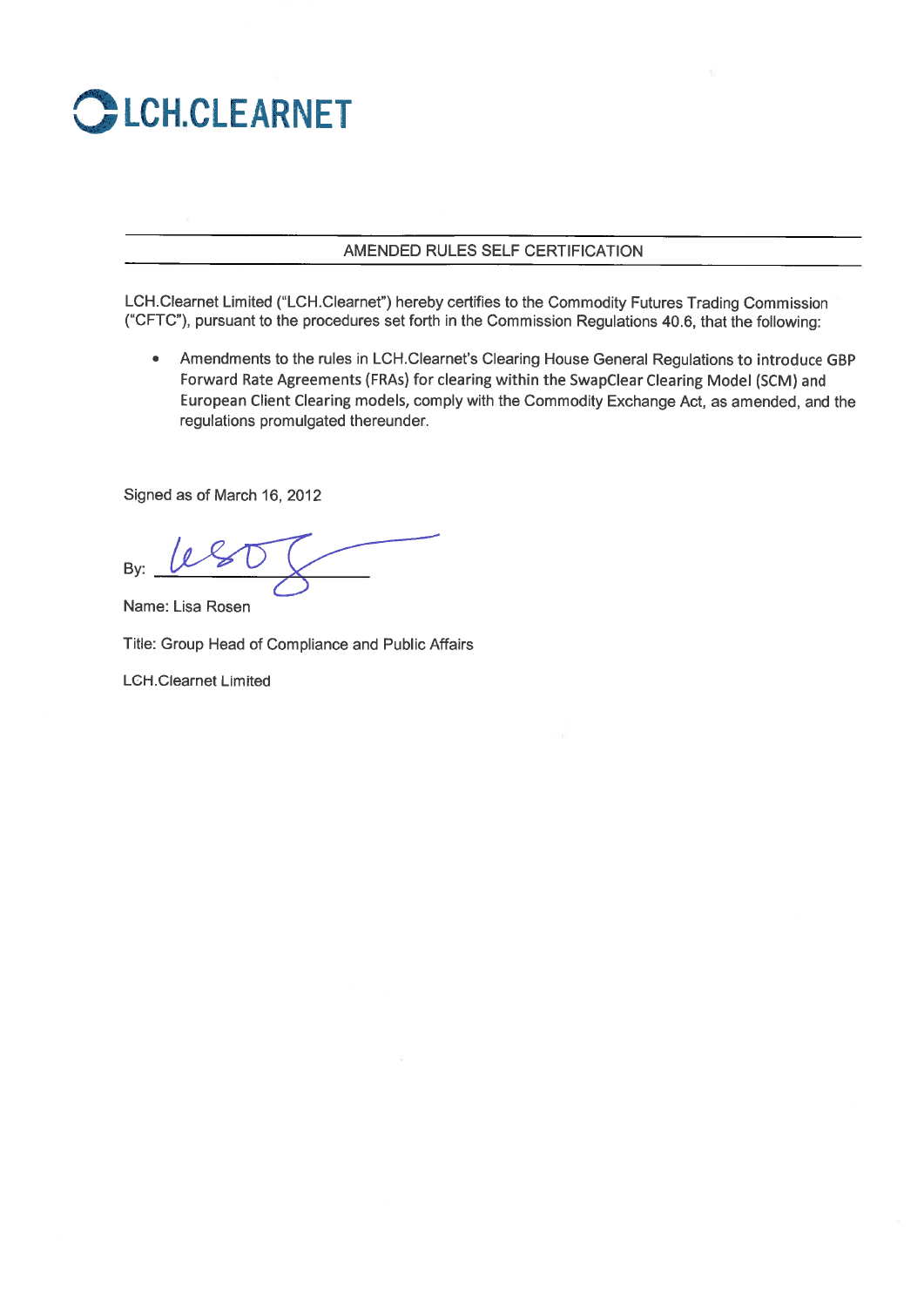LCH.CLEARNET

## AMENDED RULES SELF CERTIFICATION

LCH.Clearnet Limited ("LCH.Clearnet") hereby certifies to the Commodity Futures Trading Commission ("CFTC"), pursuant to the procedures set forth in the Commission Regulations 40.6, that the following:

- Amendments to the rules in LCH.Clearnet's Clearing House General Regulations to introduce GBP Forward Rate Agreements (FRAs) for clearing within the SwapClear Clearing Model (SCM) and European Client Clearing models, comply with the Commodity Exchange Act, as amended, and the regulations promulgated thereunder.

Signed as of March 16, 2012

By: ______________________

Name: Lisa Rosen

Title: Group Head of Compliance and Public Affairs

LCH.Clearnet Limited